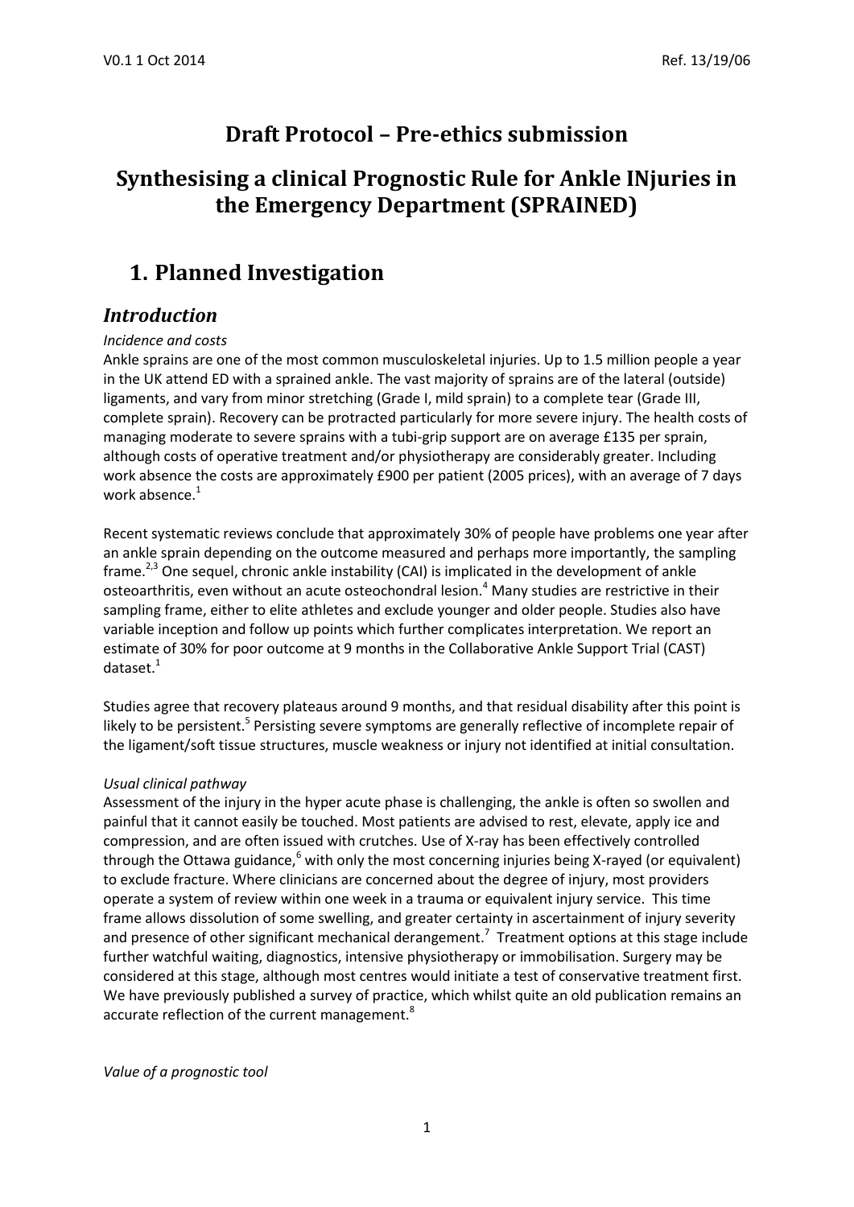# Draft Protocol – Pre-ethics submission

# Synthesising a clinical Prognostic Rule for Ankle INjuries in the Emergency Department (SPRAINED)

## 1. Planned Investigation

### Introduction

*Incidence and costs*

Ankle sprains are one of the most common musculoskeletal injuries. Up to 1.5 million people a year in the UK attend ED with a sprained ankle. The vast majority of sprains are of the lateral (outside) ligaments, and vary from minor stretching (Grade I, mild sprain) to a complete tear (Grade III, complete sprain). Recovery can be protracted particularly for more severe injury. The health costs of managing moderate to severe sprains with a tubi-grip support are on average £135 per sprain, although costs of operative treatment and/or physiotherapy are considerably greater. Including work absence the costs are approximately £900 per patient (2005 prices), with an average of 7 days work absence.[1]

Recent systematic reviews conclude that approximately 30% of people have problems one year after an ankle sprain depending on the outcome measured and perhaps more importantly, the sampling frame.[2,3] One sequel, chronic ankle instability (CAI) is implicated in the development of ankle osteoarthritis, even without an acute osteochondral lesion.[4] Many studies are restrictive in their sampling frame, either to elite athletes and exclude younger and older people. Studies also have variable inception and follow up points which further complicates interpretation. We report an estimate of 30% for poor outcome at 9 months in the Collaborative Ankle Support Trial (CAST) dataset.[1]

Studies agree that recovery plateaus around 9 months, and that residual disability after this point is likely to be persistent.[5] Persisting severe symptoms are generally reflective of incomplete repair of the ligament/soft tissue structures, muscle weakness or injury not identified at initial consultation.

*Usual clinical pathway*

Assessment of the injury in the hyper acute phase is challenging, the ankle is often so swollen and painful that it cannot easily be touched. Most patients are advised to rest, elevate, apply ice and compression, and are often issued with crutches. Use of X-ray has been effectively controlled through the Ottawa guidance,[6] with only the most concerning injuries being X-rayed (or equivalent) to exclude fracture. Where clinicians are concerned about the degree of injury, most providers operate a system of review within one week in a trauma or equivalent injury service. This time frame allows dissolution of some swelling, and greater certainty in ascertainment of injury severity and presence of other significant mechanical derangement.[7] Treatment options at this stage include further watchful waiting, diagnostics, intensive physiotherapy or immobilisation. Surgery may be considered at this stage, although most centres would initiate a test of conservative treatment first. We have previously published a survey of practice, which whilst quite an old publication remains an accurate reflection of the current management.[8]

*Value of a prognostic tool*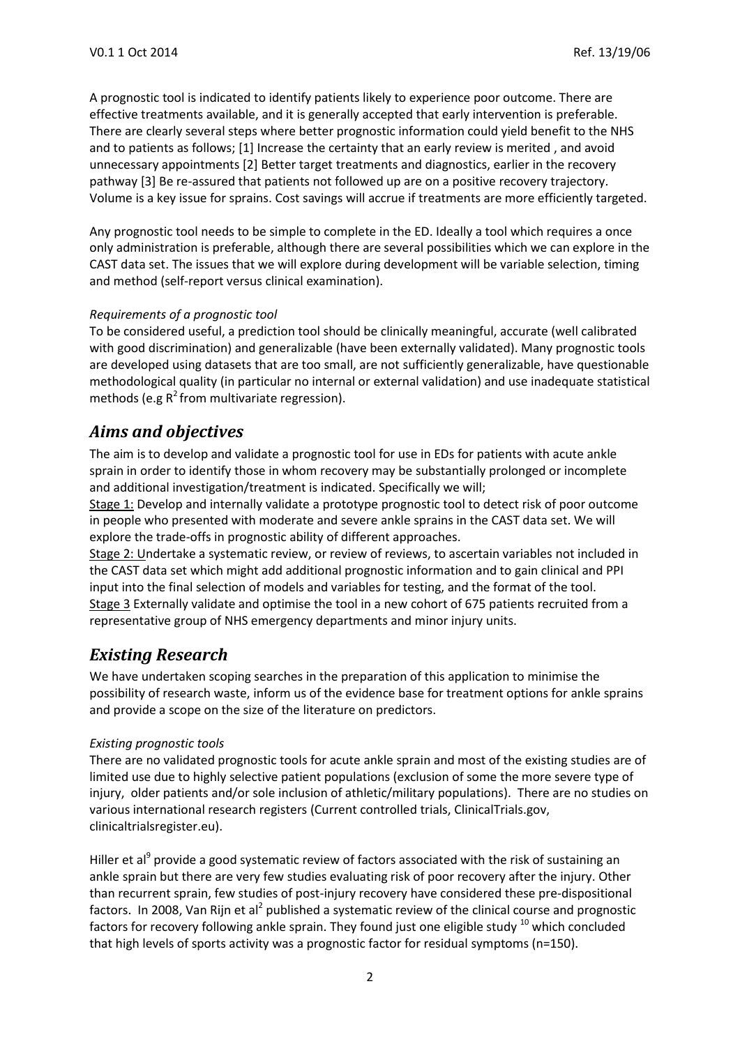A prognostic tool is indicated to identify patients likely to experience poor outcome. There are effective treatments available, and it is generally accepted that early intervention is preferable. There are clearly several steps where better prognostic information could yield benefit to the NHS and to patients as follows; [1] Increase the certainty that an early review is merited , and avoid unnecessary appointments [2] Better target treatments and diagnostics, earlier in the recovery pathway [3] Be re-assured that patients not followed up are on a positive recovery trajectory. Volume is a key issue for sprains. Cost savings will accrue if treatments are more efficiently targeted.

Any prognostic tool needs to be simple to complete in the ED. Ideally a tool which requires a once only administration is preferable, although there are several possibilities which we can explore in the CAST data set. The issues that we will explore during development will be variable selection, timing and method (self-report versus clinical examination).

*Requirements of a prognostic tool*

To be considered useful, a prediction tool should be clinically meaningful, accurate (well calibrated with good discrimination) and generalizable (have been externally validated). Many prognostic tools are developed using datasets that are too small, are not sufficiently generalizable, have questionable methodological quality (in particular no internal or external validation) and use inadequate statistical methods (e.g $R^2$ from multivariate regression).

## *Aims and objectives*

The aim is to develop and validate a prognostic tool for use in EDs for patients with acute ankle sprain in order to identify those in whom recovery may be substantially prolonged or incomplete and additional investigation/treatment is indicated. Specifically we will;

Stage 1: Develop and internally validate a prototype prognostic tool to detect risk of poor outcome in people who presented with moderate and severe ankle sprains in the CAST data set. We will explore the trade-offs in prognostic ability of different approaches.

Stage 2: Undertake a systematic review, or review of reviews, to ascertain variables not included in the CAST data set which might add additional prognostic information and to gain clinical and PPI input into the final selection of models and variables for testing, and the format of the tool.

Stage 3 Externally validate and optimise the tool in a new cohort of 675 patients recruited from a representative group of NHS emergency departments and minor injury units.

## *Existing Research*

We have undertaken scoping searches in the preparation of this application to minimise the possibility of research waste, inform us of the evidence base for treatment options for ankle sprains and provide a scope on the size of the literature on predictors.

*Existing prognostic tools*

There are no validated prognostic tools for acute ankle sprain and most of the existing studies are of limited use due to highly selective patient populations (exclusion of some the more severe type of injury, older patients and/or sole inclusion of athletic/military populations). There are no studies on various international research registers (Current controlled trials, ClinicalTrials.gov, clinicaltrialsregister.eu).

Hiller et al[9] provide a good systematic review of factors associated with the risk of sustaining an ankle sprain but there are very few studies evaluating risk of poor recovery after the injury. Other than recurrent sprain, few studies of post-injury recovery have considered these pre-dispositional factors. In 2008, Van Rijn et al[2] published a systematic review of the clinical course and prognostic factors for recovery following ankle sprain. They found just one eligible study [10] which concluded that high levels of sports activity was a prognostic factor for residual symptoms (n=150).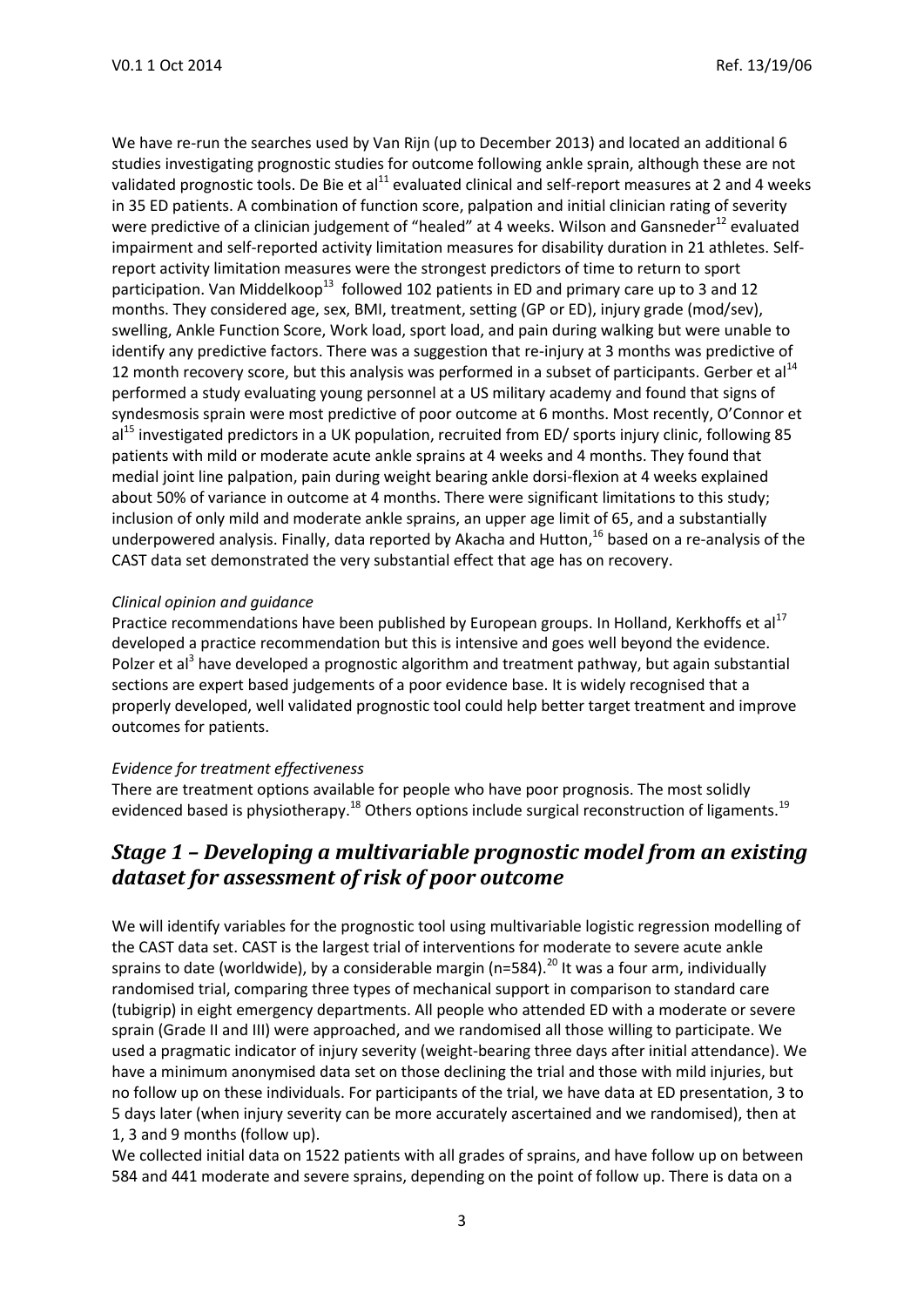We have re-run the searches used by Van Rijn (up to December 2013) and located an additional 6 studies investigating prognostic studies for outcome following ankle sprain, although these are not validated prognostic tools. De Bie et al[11] evaluated clinical and self-report measures at 2 and 4 weeks in 35 ED patients. A combination of function score, palpation and initial clinician rating of severity were predictive of a clinician judgement of "healed" at 4 weeks. Wilson and Gansneder[12] evaluated impairment and self-reported activity limitation measures for disability duration in 21 athletes. Self-report activity limitation measures were the strongest predictors of time to return to sport participation. Van Middelkoop[13] followed 102 patients in ED and primary care up to 3 and 12 months. They considered age, sex, BMI, treatment, setting (GP or ED), injury grade (mod/sev), swelling, Ankle Function Score, Work load, sport load, and pain during walking but were unable to identify any predictive factors. There was a suggestion that re-injury at 3 months was predictive of 12 month recovery score, but this analysis was performed in a subset of participants. Gerber et al[14] performed a study evaluating young personnel at a US military academy and found that signs of syndesmosis sprain were most predictive of poor outcome at 6 months. Most recently, O'Connor et al[15] investigated predictors in a UK population, recruited from ED/ sports injury clinic, following 85 patients with mild or moderate acute ankle sprains at 4 weeks and 4 months. They found that medial joint line palpation, pain during weight bearing ankle dorsi-flexion at 4 weeks explained about 50% of variance in outcome at 4 months. There were significant limitations to this study; inclusion of only mild and moderate ankle sprains, an upper age limit of 65, and a substantially underpowered analysis. Finally, data reported by Akacha and Hutton,[16] based on a re-analysis of the CAST data set demonstrated the very substantial effect that age has on recovery.

*Clinical opinion and guidance*

Practice recommendations have been published by European groups. In Holland, Kerkhoffs et al[17] developed a practice recommendation but this is intensive and goes well beyond the evidence. Polzer et al[3] have developed a prognostic algorithm and treatment pathway, but again substantial sections are expert based judgements of a poor evidence base. It is widely recognised that a properly developed, well validated prognostic tool could help better target treatment and improve outcomes for patients.

*Evidence for treatment effectiveness*

There are treatment options available for people who have poor prognosis. The most solidly evidenced based is physiotherapy.[18] Others options include surgical reconstruction of ligaments.[19]

## *Stage 1 – Developing a multivariable prognostic model from an existing dataset for assessment of risk of poor outcome*

We will identify variables for the prognostic tool using multivariable logistic regression modelling of the CAST data set. CAST is the largest trial of interventions for moderate to severe acute ankle sprains to date (worldwide), by a considerable margin (n=584).[20] It was a four arm, individually randomised trial, comparing three types of mechanical support in comparison to standard care (tubigrip) in eight emergency departments. All people who attended ED with a moderate or severe sprain (Grade II and III) were approached, and we randomised all those willing to participate. We used a pragmatic indicator of injury severity (weight-bearing three days after initial attendance). We have a minimum anonymised data set on those declining the trial and those with mild injuries, but no follow up on these individuals. For participants of the trial, we have data at ED presentation, 3 to 5 days later (when injury severity can be more accurately ascertained and we randomised), then at 1, 3 and 9 months (follow up).

We collected initial data on 1522 patients with all grades of sprains, and have follow up on between 584 and 441 moderate and severe sprains, depending on the point of follow up. There is data on a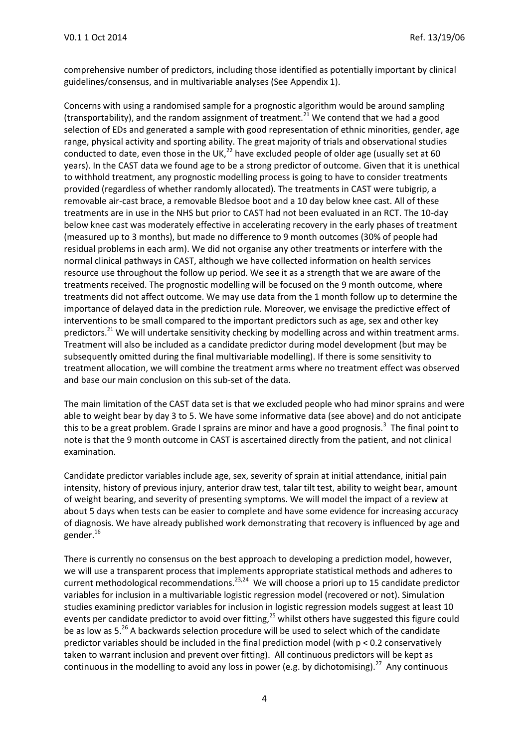comprehensive number of predictors, including those identified as potentially important by clinical guidelines/consensus, and in multivariable analyses (See Appendix 1).

Concerns with using a randomised sample for a prognostic algorithm would be around sampling (transportability), and the random assignment of treatment.[21] We contend that we had a good selection of EDs and generated a sample with good representation of ethnic minorities, gender, age range, physical activity and sporting ability. The great majority of trials and observational studies conducted to date, even those in the UK,[22] have excluded people of older age (usually set at 60 years). In the CAST data we found age to be a strong predictor of outcome. Given that it is unethical to withhold treatment, any prognostic modelling process is going to have to consider treatments provided (regardless of whether randomly allocated). The treatments in CAST were tubigrip, a removable air-cast brace, a removable Bledsoe boot and a 10 day below knee cast. All of these treatments are in use in the NHS but prior to CAST had not been evaluated in an RCT. The 10-day below knee cast was moderately effective in accelerating recovery in the early phases of treatment (measured up to 3 months), but made no difference to 9 month outcomes (30% of people had residual problems in each arm). We did not organise any other treatments or interfere with the normal clinical pathways in CAST, although we have collected information on health services resource use throughout the follow up period. We see it as a strength that we are aware of the treatments received. The prognostic modelling will be focused on the 9 month outcome, where treatments did not affect outcome. We may use data from the 1 month follow up to determine the importance of delayed data in the prediction rule. Moreover, we envisage the predictive effect of interventions to be small compared to the important predictors such as age, sex and other key predictors.[21] We will undertake sensitivity checking by modelling across and within treatment arms. Treatment will also be included as a candidate predictor during model development (but may be subsequently omitted during the final multivariable modelling). If there is some sensitivity to treatment allocation, we will combine the treatment arms where no treatment effect was observed and base our main conclusion on this sub-set of the data.

The main limitation of the CAST data set is that we excluded people who had minor sprains and were able to weight bear by day 3 to 5. We have some informative data (see above) and do not anticipate this to be a great problem. Grade I sprains are minor and have a good prognosis.[3] The final point to note is that the 9 month outcome in CAST is ascertained directly from the patient, and not clinical examination.

Candidate predictor variables include age, sex, severity of sprain at initial attendance, initial pain intensity, history of previous injury, anterior draw test, talar tilt test, ability to weight bear, amount of weight bearing, and severity of presenting symptoms. We will model the impact of a review at about 5 days when tests can be easier to complete and have some evidence for increasing accuracy of diagnosis. We have already published work demonstrating that recovery is influenced by age and gender.[16]

There is currently no consensus on the best approach to developing a prediction model, however, we will use a transparent process that implements appropriate statistical methods and adheres to current methodological recommendations.[23,24] We will choose a priori up to 15 candidate predictor variables for inclusion in a multivariable logistic regression model (recovered or not). Simulation studies examining predictor variables for inclusion in logistic regression models suggest at least 10 events per candidate predictor to avoid over fitting,[25] whilst others have suggested this figure could be as low as 5.[26] A backwards selection procedure will be used to select which of the candidate predictor variables should be included in the final prediction model (with $p < 0.2$ conservatively taken to warrant inclusion and prevent over fitting). All continuous predictors will be kept as continuous in the modelling to avoid any loss in power (e.g. by dichotomising).[27] Any continuous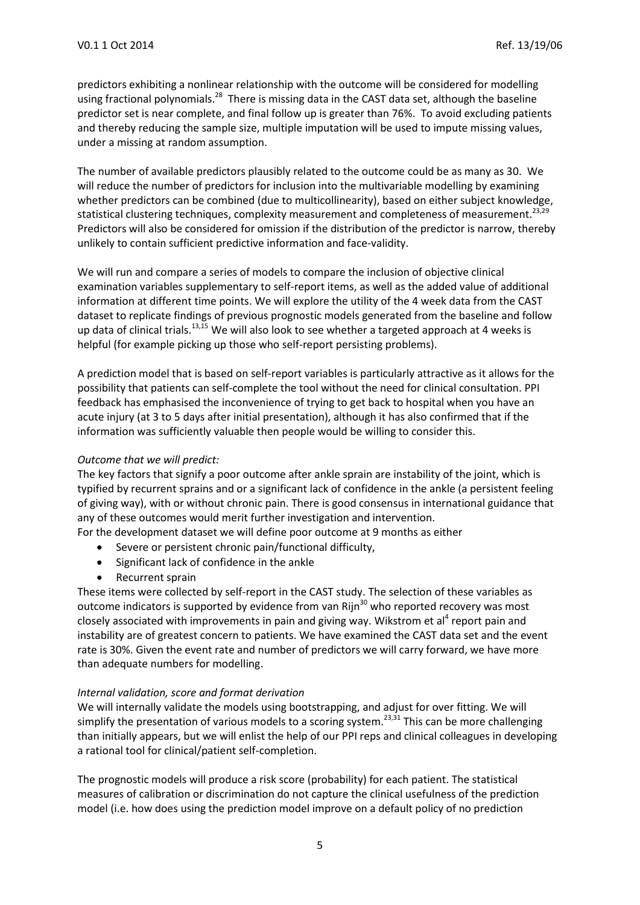predictors exhibiting a nonlinear relationship with the outcome will be considered for modelling using fractional polynomials.[28] There is missing data in the CAST data set, although the baseline predictor set is near complete, and final follow up is greater than 76%. To avoid excluding patients and thereby reducing the sample size, multiple imputation will be used to impute missing values, under a missing at random assumption.

The number of available predictors plausibly related to the outcome could be as many as 30. We will reduce the number of predictors for inclusion into the multivariable modelling by examining whether predictors can be combined (due to multicollinearity), based on either subject knowledge, statistical clustering techniques, complexity measurement and completeness of measurement.[23,29] Predictors will also be considered for omission if the distribution of the predictor is narrow, thereby unlikely to contain sufficient predictive information and face-validity.

We will run and compare a series of models to compare the inclusion of objective clinical examination variables supplementary to self-report items, as well as the added value of additional information at different time points. We will explore the utility of the 4 week data from the CAST dataset to replicate findings of previous prognostic models generated from the baseline and follow up data of clinical trials.[13,15] We will also look to see whether a targeted approach at 4 weeks is helpful (for example picking up those who self-report persisting problems).

A prediction model that is based on self-report variables is particularly attractive as it allows for the possibility that patients can self-complete the tool without the need for clinical consultation. PPI feedback has emphasised the inconvenience of trying to get back to hospital when you have an acute injury (at 3 to 5 days after initial presentation), although it has also confirmed that if the information was sufficiently valuable then people would be willing to consider this.

*Outcome that we will predict:*

The key factors that signify a poor outcome after ankle sprain are instability of the joint, which is typified by recurrent sprains and or a significant lack of confidence in the ankle (a persistent feeling of giving way), with or without chronic pain. There is good consensus in international guidance that any of these outcomes would merit further investigation and intervention.

For the development dataset we will define poor outcome at 9 months as either

- Severe or persistent chronic pain/functional difficulty,
- Significant lack of confidence in the ankle
- Recurrent sprain

These items were collected by self-report in the CAST study. The selection of these variables as outcome indicators is supported by evidence from van Rijn[30] who reported recovery was most closely associated with improvements in pain and giving way. Wikstrom et al[4] report pain and instability are of greatest concern to patients. We have examined the CAST data set and the event rate is 30%. Given the event rate and number of predictors we will carry forward, we have more than adequate numbers for modelling.

*Internal validation, score and format derivation*

We will internally validate the models using bootstrapping, and adjust for over fitting. We will simplify the presentation of various models to a scoring system.[23,31] This can be more challenging than initially appears, but we will enlist the help of our PPI reps and clinical colleagues in developing a rational tool for clinical/patient self-completion.

The prognostic models will produce a risk score (probability) for each patient. The statistical measures of calibration or discrimination do not capture the clinical usefulness of the prediction model (i.e. how does using the prediction model improve on a default policy of no prediction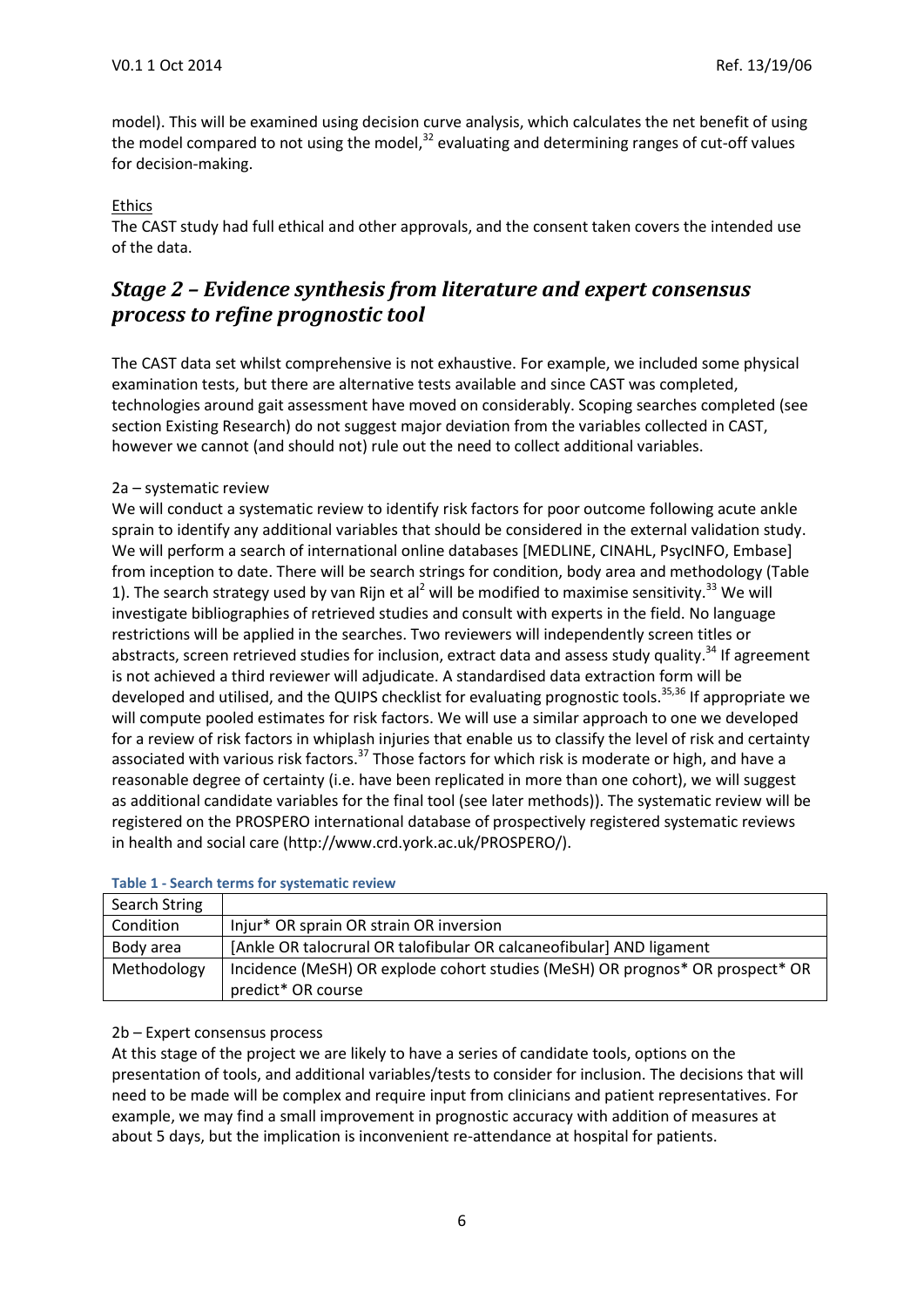model). This will be examined using decision curve analysis, which calculates the net benefit of using the model compared to not using the model,[32] evaluating and determining ranges of cut-off values for decision-making.

Ethics

The CAST study had full ethical and other approvals, and the consent taken covers the intended use of the data.

## *Stage 2 – Evidence synthesis from literature and expert consensus process to refine prognostic tool*

The CAST data set whilst comprehensive is not exhaustive. For example, we included some physical examination tests, but there are alternative tests available and since CAST was completed, technologies around gait assessment have moved on considerably. Scoping searches completed (see section Existing Research) do not suggest major deviation from the variables collected in CAST, however we cannot (and should not) rule out the need to collect additional variables.

2a – systematic review

We will conduct a systematic review to identify risk factors for poor outcome following acute ankle sprain to identify any additional variables that should be considered in the external validation study. We will perform a search of international online databases [MEDLINE, CINAHL, PsycINFO, Embase] from inception to date. There will be search strings for condition, body area and methodology (Table 1). The search strategy used by van Rijn et al[2] will be modified to maximise sensitivity.[33] We will investigate bibliographies of retrieved studies and consult with experts in the field. No language restrictions will be applied in the searches. Two reviewers will independently screen titles or abstracts, screen retrieved studies for inclusion, extract data and assess study quality.[34] If agreement is not achieved a third reviewer will adjudicate. A standardised data extraction form will be developed and utilised, and the QUIPS checklist for evaluating prognostic tools.[35,36] If appropriate we will compute pooled estimates for risk factors. We will use a similar approach to one we developed for a review of risk factors in whiplash injuries that enable us to classify the level of risk and certainty associated with various risk factors.[37] Those factors for which risk is moderate or high, and have a reasonable degree of certainty (i.e. have been replicated in more than one cohort), we will suggest as additional candidate variables for the final tool (see later methods)). The systematic review will be registered on the PROSPERO international database of prospectively registered systematic reviews in health and social care (http://www.crd.york.ac.uk/PROSPERO/).

**Table 1 - Search terms for systematic review**

| Search String | |
|---|---|
| Condition | Injur* OR sprain OR strain OR inversion |
| Body area | [Ankle OR talocrural OR talofibular OR calcaneofibular] AND ligament |
| Methodology | Incidence (MeSH) OR explode cohort studies (MeSH) OR prognos* OR prospect* OR predict* OR course |

2b – Expert consensus process

At this stage of the project we are likely to have a series of candidate tools, options on the presentation of tools, and additional variables/tests to consider for inclusion. The decisions that will need to be made will be complex and require input from clinicians and patient representatives. For example, we may find a small improvement in prognostic accuracy with addition of measures at about 5 days, but the implication is inconvenient re-attendance at hospital for patients.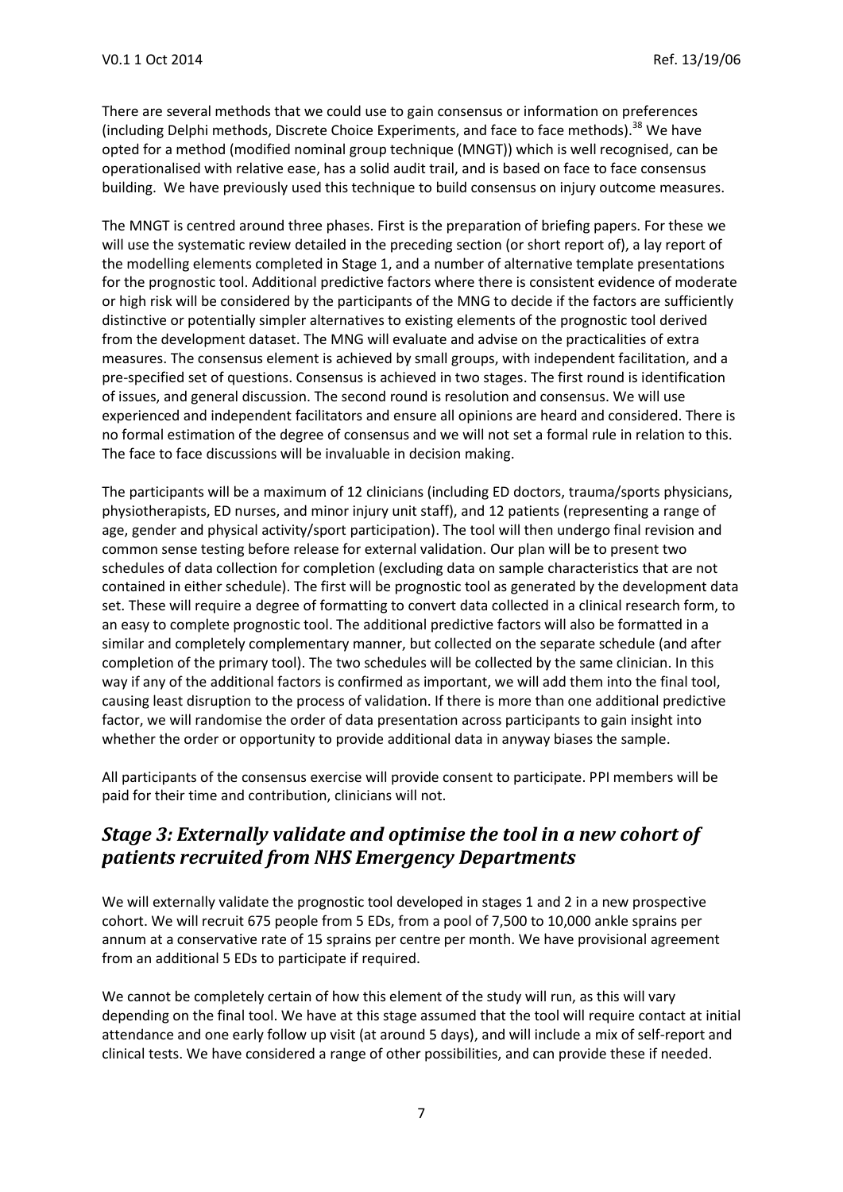There are several methods that we could use to gain consensus or information on preferences (including Delphi methods, Discrete Choice Experiments, and face to face methods).[38] We have opted for a method (modified nominal group technique (MNGT)) which is well recognised, can be operationalised with relative ease, has a solid audit trail, and is based on face to face consensus building. We have previously used this technique to build consensus on injury outcome measures.

The MNGT is centred around three phases. First is the preparation of briefing papers. For these we will use the systematic review detailed in the preceding section (or short report of), a lay report of the modelling elements completed in Stage 1, and a number of alternative template presentations for the prognostic tool. Additional predictive factors where there is consistent evidence of moderate or high risk will be considered by the participants of the MNG to decide if the factors are sufficiently distinctive or potentially simpler alternatives to existing elements of the prognostic tool derived from the development dataset. The MNG will evaluate and advise on the practicalities of extra measures. The consensus element is achieved by small groups, with independent facilitation, and a pre-specified set of questions. Consensus is achieved in two stages. The first round is identification of issues, and general discussion. The second round is resolution and consensus. We will use experienced and independent facilitators and ensure all opinions are heard and considered. There is no formal estimation of the degree of consensus and we will not set a formal rule in relation to this. The face to face discussions will be invaluable in decision making.

The participants will be a maximum of 12 clinicians (including ED doctors, trauma/sports physicians, physiotherapists, ED nurses, and minor injury unit staff), and 12 patients (representing a range of age, gender and physical activity/sport participation). The tool will then undergo final revision and common sense testing before release for external validation. Our plan will be to present two schedules of data collection for completion (excluding data on sample characteristics that are not contained in either schedule). The first will be prognostic tool as generated by the development data set. These will require a degree of formatting to convert data collected in a clinical research form, to an easy to complete prognostic tool. The additional predictive factors will also be formatted in a similar and completely complementary manner, but collected on the separate schedule (and after completion of the primary tool). The two schedules will be collected by the same clinician. In this way if any of the additional factors is confirmed as important, we will add them into the final tool, causing least disruption to the process of validation. If there is more than one additional predictive factor, we will randomise the order of data presentation across participants to gain insight into whether the order or opportunity to provide additional data in anyway biases the sample.

All participants of the consensus exercise will provide consent to participate. PPI members will be paid for their time and contribution, clinicians will not.

## *Stage 3: Externally validate and optimise the tool in a new cohort of patients recruited from NHS Emergency Departments*

We will externally validate the prognostic tool developed in stages 1 and 2 in a new prospective cohort. We will recruit 675 people from 5 EDs, from a pool of 7,500 to 10,000 ankle sprains per annum at a conservative rate of 15 sprains per centre per month. We have provisional agreement from an additional 5 EDs to participate if required.

We cannot be completely certain of how this element of the study will run, as this will vary depending on the final tool. We have at this stage assumed that the tool will require contact at initial attendance and one early follow up visit (at around 5 days), and will include a mix of self-report and clinical tests. We have considered a range of other possibilities, and can provide these if needed.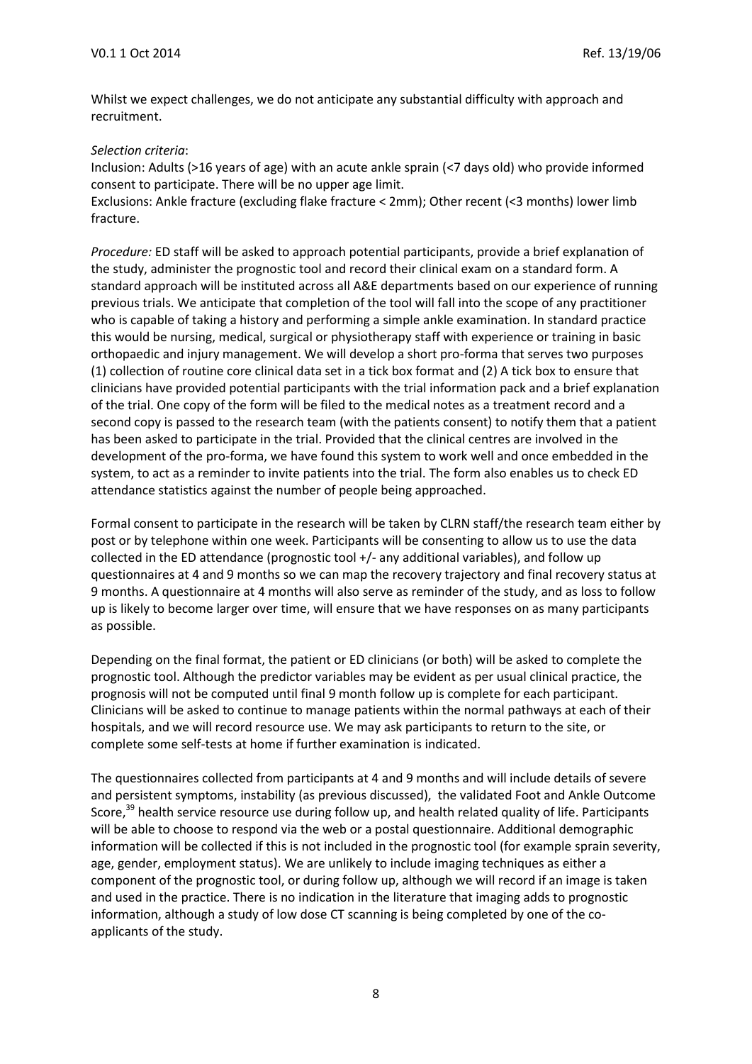Whilst we expect challenges, we do not anticipate any substantial difficulty with approach and recruitment.

*Selection criteria*:

Inclusion: Adults (>16 years of age) with an acute ankle sprain (<7 days old) who provide informed consent to participate. There will be no upper age limit.

Exclusions: Ankle fracture (excluding flake fracture < 2mm); Other recent (<3 months) lower limb fracture.

*Procedure:* ED staff will be asked to approach potential participants, provide a brief explanation of the study, administer the prognostic tool and record their clinical exam on a standard form. A standard approach will be instituted across all A&E departments based on our experience of running previous trials. We anticipate that completion of the tool will fall into the scope of any practitioner who is capable of taking a history and performing a simple ankle examination. In standard practice this would be nursing, medical, surgical or physiotherapy staff with experience or training in basic orthopaedic and injury management. We will develop a short pro-forma that serves two purposes (1) collection of routine core clinical data set in a tick box format and (2) A tick box to ensure that clinicians have provided potential participants with the trial information pack and a brief explanation of the trial. One copy of the form will be filed to the medical notes as a treatment record and a second copy is passed to the research team (with the patients consent) to notify them that a patient has been asked to participate in the trial. Provided that the clinical centres are involved in the development of the pro-forma, we have found this system to work well and once embedded in the system, to act as a reminder to invite patients into the trial. The form also enables us to check ED attendance statistics against the number of people being approached.

Formal consent to participate in the research will be taken by CLRN staff/the research team either by post or by telephone within one week. Participants will be consenting to allow us to use the data collected in the ED attendance (prognostic tool +/- any additional variables), and follow up questionnaires at 4 and 9 months so we can map the recovery trajectory and final recovery status at 9 months. A questionnaire at 4 months will also serve as reminder of the study, and as loss to follow up is likely to become larger over time, will ensure that we have responses on as many participants as possible.

Depending on the final format, the patient or ED clinicians (or both) will be asked to complete the prognostic tool. Although the predictor variables may be evident as per usual clinical practice, the prognosis will not be computed until final 9 month follow up is complete for each participant. Clinicians will be asked to continue to manage patients within the normal pathways at each of their hospitals, and we will record resource use. We may ask participants to return to the site, or complete some self-tests at home if further examination is indicated.

The questionnaires collected from participants at 4 and 9 months and will include details of severe and persistent symptoms, instability (as previous discussed), the validated Foot and Ankle Outcome Score,[39] health service resource use during follow up, and health related quality of life. Participants will be able to choose to respond via the web or a postal questionnaire. Additional demographic information will be collected if this is not included in the prognostic tool (for example sprain severity, age, gender, employment status). We are unlikely to include imaging techniques as either a component of the prognostic tool, or during follow up, although we will record if an image is taken and used in the practice. There is no indication in the literature that imaging adds to prognostic information, although a study of low dose CT scanning is being completed by one of the co-applicants of the study.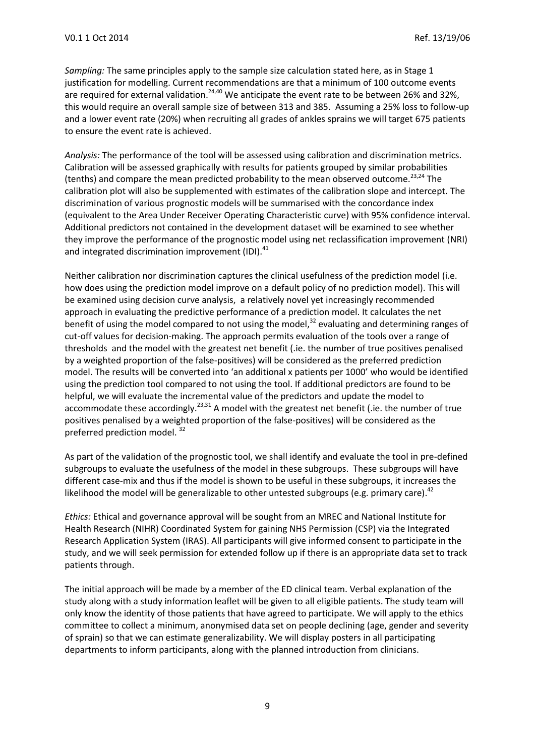*Sampling:* The same principles apply to the sample size calculation stated here, as in Stage 1 justification for modelling. Current recommendations are that a minimum of 100 outcome events are required for external validation.[24,40] We anticipate the event rate to be between 26% and 32%, this would require an overall sample size of between 313 and 385. Assuming a 25% loss to follow-up and a lower event rate (20%) when recruiting all grades of ankles sprains we will target 675 patients to ensure the event rate is achieved.

*Analysis:* The performance of the tool will be assessed using calibration and discrimination metrics. Calibration will be assessed graphically with results for patients grouped by similar probabilities (tenths) and compare the mean predicted probability to the mean observed outcome.[23,24] The calibration plot will also be supplemented with estimates of the calibration slope and intercept. The discrimination of various prognostic models will be summarised with the concordance index (equivalent to the Area Under Receiver Operating Characteristic curve) with 95% confidence interval. Additional predictors not contained in the development dataset will be examined to see whether they improve the performance of the prognostic model using net reclassification improvement (NRI) and integrated discrimination improvement (IDI).[41]

Neither calibration nor discrimination captures the clinical usefulness of the prediction model (i.e. how does using the prediction model improve on a default policy of no prediction model). This will be examined using decision curve analysis, a relatively novel yet increasingly recommended approach in evaluating the predictive performance of a prediction model. It calculates the net benefit of using the model compared to not using the model,[32] evaluating and determining ranges of cut-off values for decision-making. The approach permits evaluation of the tools over a range of thresholds and the model with the greatest net benefit (.ie. the number of true positives penalised by a weighted proportion of the false-positives) will be considered as the preferred prediction model. The results will be converted into 'an additional x patients per 1000' who would be identified using the prediction tool compared to not using the tool. If additional predictors are found to be helpful, we will evaluate the incremental value of the predictors and update the model to accommodate these accordingly.[23,31] A model with the greatest net benefit (.ie. the number of true positives penalised by a weighted proportion of the false-positives) will be considered as the preferred prediction model. [32]

As part of the validation of the prognostic tool, we shall identify and evaluate the tool in pre-defined subgroups to evaluate the usefulness of the model in these subgroups. These subgroups will have different case-mix and thus if the model is shown to be useful in these subgroups, it increases the likelihood the model will be generalizable to other untested subgroups (e.g. primary care).[42]

*Ethics:* Ethical and governance approval will be sought from an MREC and National Institute for Health Research (NIHR) Coordinated System for gaining NHS Permission (CSP) via the Integrated Research Application System (IRAS). All participants will give informed consent to participate in the study, and we will seek permission for extended follow up if there is an appropriate data set to track patients through.

The initial approach will be made by a member of the ED clinical team. Verbal explanation of the study along with a study information leaflet will be given to all eligible patients. The study team will only know the identity of those patients that have agreed to participate. We will apply to the ethics committee to collect a minimum, anonymised data set on people declining (age, gender and severity of sprain) so that we can estimate generalizability. We will display posters in all participating departments to inform participants, along with the planned introduction from clinicians.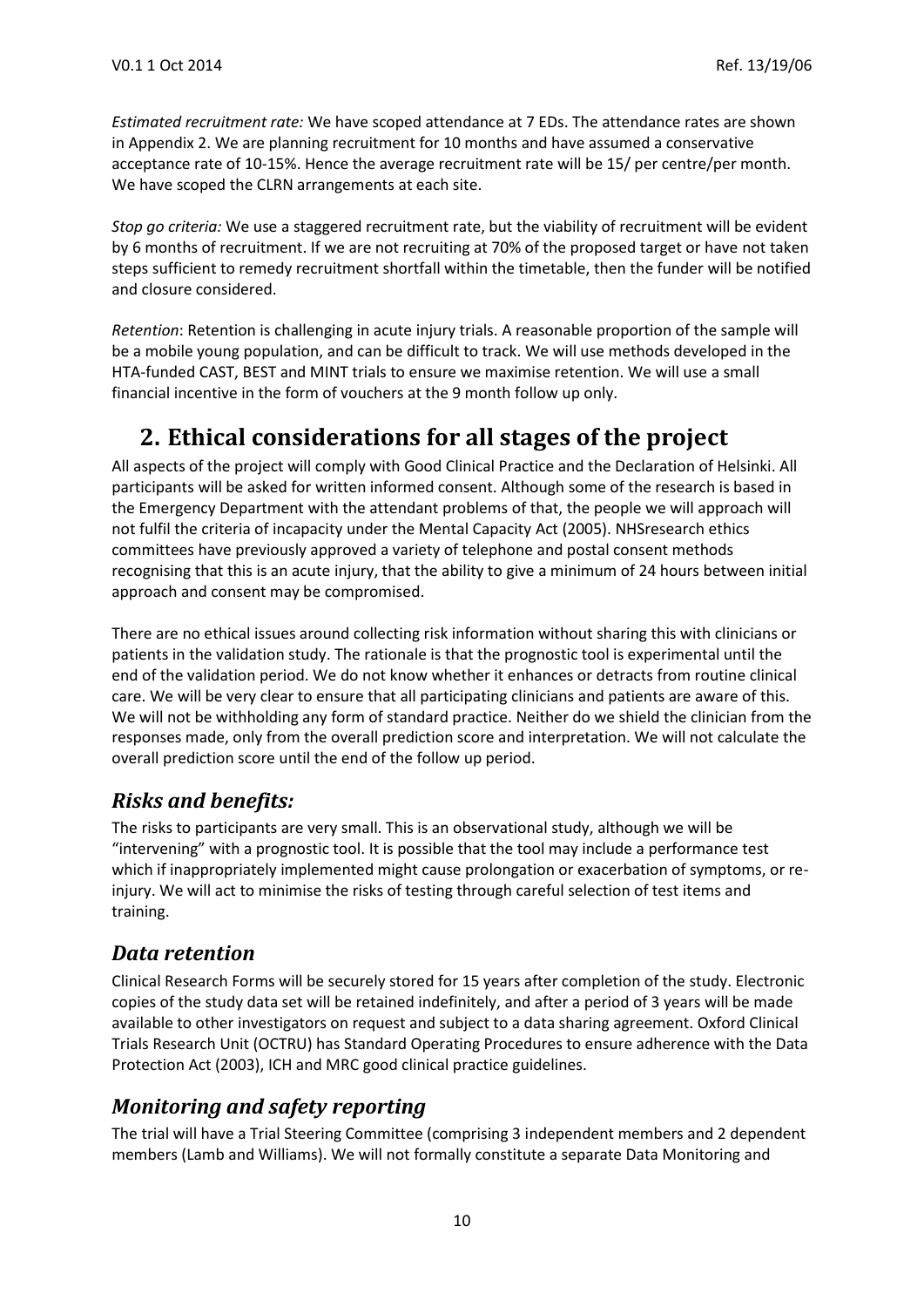*Estimated recruitment rate:* We have scoped attendance at 7 EDs. The attendance rates are shown in Appendix 2. We are planning recruitment for 10 months and have assumed a conservative acceptance rate of 10-15%. Hence the average recruitment rate will be 15/ per centre/per month. We have scoped the CLRN arrangements at each site.

*Stop go criteria:* We use a staggered recruitment rate, but the viability of recruitment will be evident by 6 months of recruitment. If we are not recruiting at 70% of the proposed target or have not taken steps sufficient to remedy recruitment shortfall within the timetable, then the funder will be notified and closure considered.

*Retention*: Retention is challenging in acute injury trials. A reasonable proportion of the sample will be a mobile young population, and can be difficult to track. We will use methods developed in the HTA-funded CAST, BEST and MINT trials to ensure we maximise retention. We will use a small financial incentive in the form of vouchers at the 9 month follow up only.

# 2. Ethical considerations for all stages of the project

All aspects of the project will comply with Good Clinical Practice and the Declaration of Helsinki. All participants will be asked for written informed consent. Although some of the research is based in the Emergency Department with the attendant problems of that, the people we will approach will not fulfil the criteria of incapacity under the Mental Capacity Act (2005). NHSresearch ethics committees have previously approved a variety of telephone and postal consent methods recognising that this is an acute injury, that the ability to give a minimum of 24 hours between initial approach and consent may be compromised.

There are no ethical issues around collecting risk information without sharing this with clinicians or patients in the validation study. The rationale is that the prognostic tool is experimental until the end of the validation period. We do not know whether it enhances or detracts from routine clinical care. We will be very clear to ensure that all participating clinicians and patients are aware of this. We will not be withholding any form of standard practice. Neither do we shield the clinician from the responses made, only from the overall prediction score and interpretation. We will not calculate the overall prediction score until the end of the follow up period.

## *Risks and benefits:*

The risks to participants are very small. This is an observational study, although we will be "intervening" with a prognostic tool. It is possible that the tool may include a performance test which if inappropriately implemented might cause prolongation or exacerbation of symptoms, or re-injury. We will act to minimise the risks of testing through careful selection of test items and training.

## *Data retention*

Clinical Research Forms will be securely stored for 15 years after completion of the study. Electronic copies of the study data set will be retained indefinitely, and after a period of 3 years will be made available to other investigators on request and subject to a data sharing agreement. Oxford Clinical Trials Research Unit (OCTRU) has Standard Operating Procedures to ensure adherence with the Data Protection Act (2003), ICH and MRC good clinical practice guidelines.

## *Monitoring and safety reporting*

The trial will have a Trial Steering Committee (comprising 3 independent members and 2 dependent members (Lamb and Williams). We will not formally constitute a separate Data Monitoring and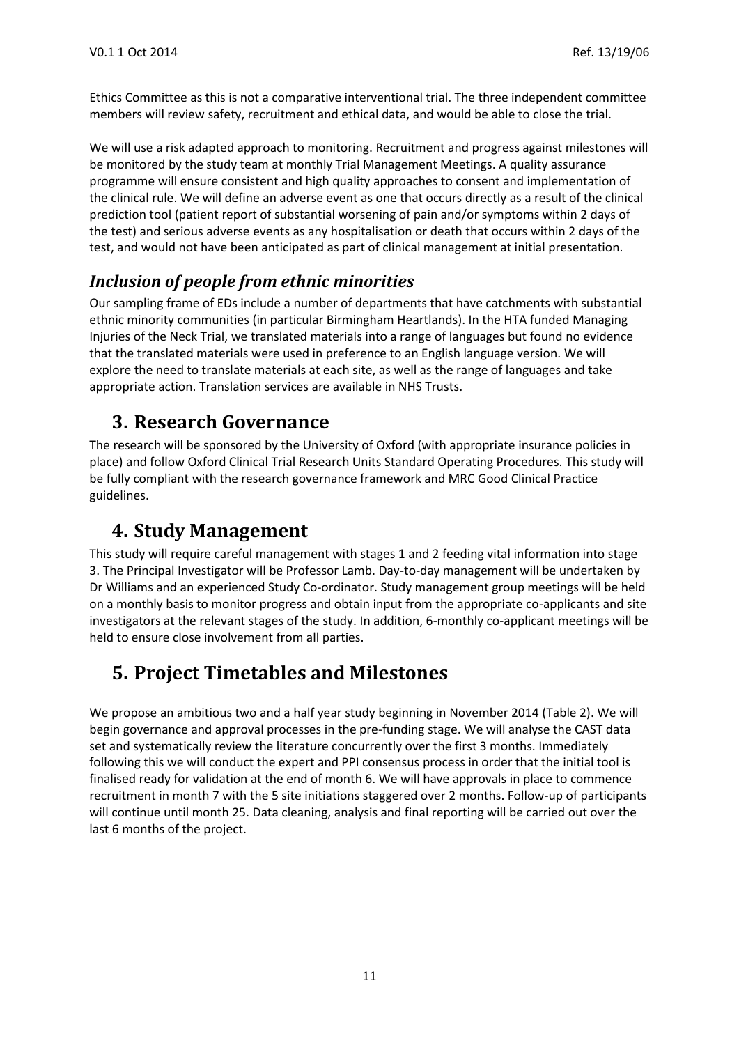Ethics Committee as this is not a comparative interventional trial. The three independent committee members will review safety, recruitment and ethical data, and would be able to close the trial.

We will use a risk adapted approach to monitoring. Recruitment and progress against milestones will be monitored by the study team at monthly Trial Management Meetings. A quality assurance programme will ensure consistent and high quality approaches to consent and implementation of the clinical rule. We will define an adverse event as one that occurs directly as a result of the clinical prediction tool (patient report of substantial worsening of pain and/or symptoms within 2 days of the test) and serious adverse events as any hospitalisation or death that occurs within 2 days of the test, and would not have been anticipated as part of clinical management at initial presentation.

### *Inclusion of people from ethnic minorities*

Our sampling frame of EDs include a number of departments that have catchments with substantial ethnic minority communities (in particular Birmingham Heartlands). In the HTA funded Managing Injuries of the Neck Trial, we translated materials into a range of languages but found no evidence that the translated materials were used in preference to an English language version. We will explore the need to translate materials at each site, as well as the range of languages and take appropriate action. Translation services are available in NHS Trusts.

## 3. Research Governance

The research will be sponsored by the University of Oxford (with appropriate insurance policies in place) and follow Oxford Clinical Trial Research Units Standard Operating Procedures. This study will be fully compliant with the research governance framework and MRC Good Clinical Practice guidelines.

## 4. Study Management

This study will require careful management with stages 1 and 2 feeding vital information into stage 3. The Principal Investigator will be Professor Lamb. Day-to-day management will be undertaken by Dr Williams and an experienced Study Co-ordinator. Study management group meetings will be held on a monthly basis to monitor progress and obtain input from the appropriate co-applicants and site investigators at the relevant stages of the study. In addition, 6-monthly co-applicant meetings will be held to ensure close involvement from all parties.

## 5. Project Timetables and Milestones

We propose an ambitious two and a half year study beginning in November 2014 (Table 2). We will begin governance and approval processes in the pre-funding stage. We will analyse the CAST data set and systematically review the literature concurrently over the first 3 months. Immediately following this we will conduct the expert and PPI consensus process in order that the initial tool is finalised ready for validation at the end of month 6. We will have approvals in place to commence recruitment in month 7 with the 5 site initiations staggered over 2 months. Follow-up of participants will continue until month 25. Data cleaning, analysis and final reporting will be carried out over the last 6 months of the project.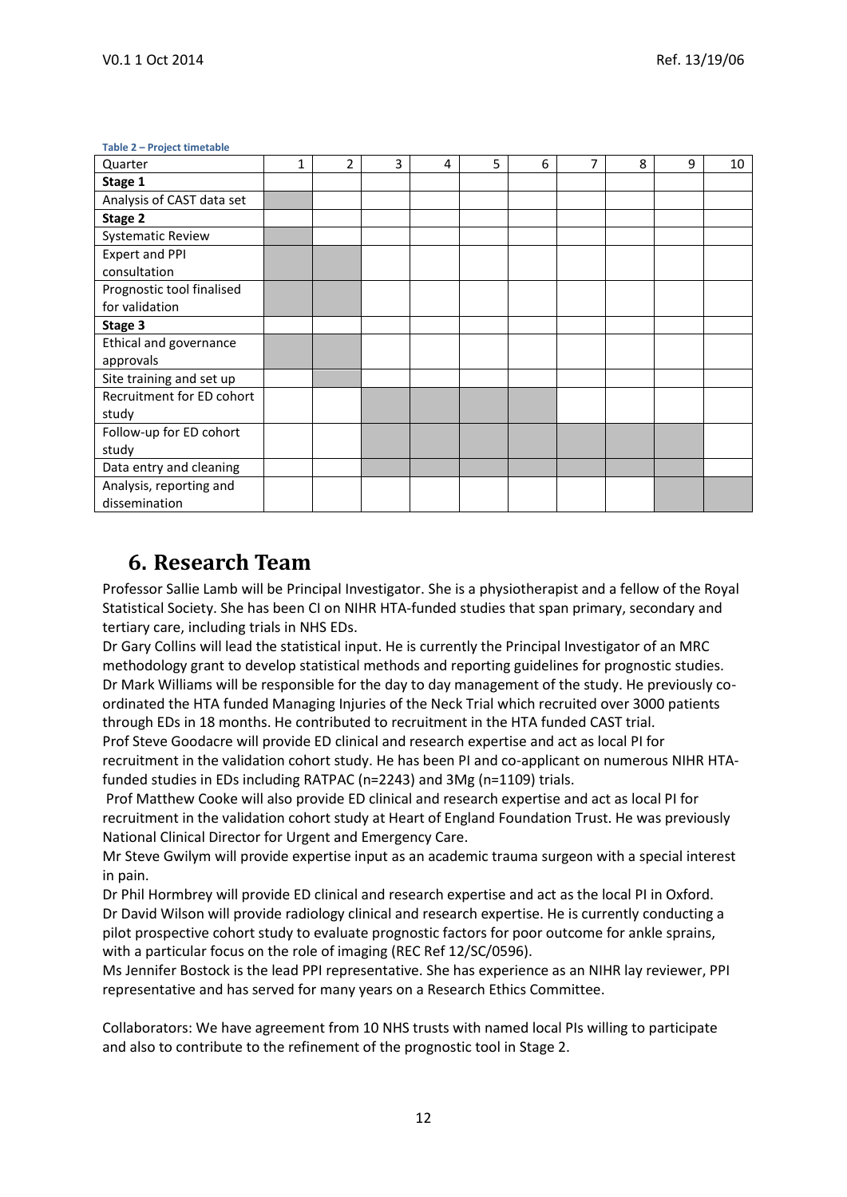**Table 2 – Project timetable**

| Quarter | 1 | 2 | 3 | 4 | 5 | 6 | 7 | 8 | 9 | 10 |
|---|---|---|---|---|---|---|---|---|---|---|
| **Stage 1** | | | | | | | | | | |
| Analysis of CAST data set | ■ | | | | | | | | | |
| **Stage 2** | | | | | | | | | | |
| Systematic Review | ■ | | | | | | | | | |
| Expert and PPI consultation | ■ | ■ | | | | | | | | |
| Prognostic tool finalised for validation | ■ | ■ | | | | | | | | |
| **Stage 3** | | | | | | | | | | |
| Ethical and governance approvals | ■ | ■ | | | | | | | | |
| Site training and set up | | ■ | | | | | | | | |
| Recruitment for ED cohort study | | | ■ | ■ | ■ | ■ | | | | |
| Follow-up for ED cohort study | | | ■ | ■ | ■ | ■ | ■ | ■ | ■ | |
| Data entry and cleaning | | | ■ | ■ | ■ | ■ | ■ | ■ | ■ | |
| Analysis, reporting and dissemination | | | | | | | | | ■ | ■ |

## 6. Research Team

Professor Sallie Lamb will be Principal Investigator. She is a physiotherapist and a fellow of the Royal Statistical Society. She has been CI on NIHR HTA-funded studies that span primary, secondary and tertiary care, including trials in NHS EDs.

Dr Gary Collins will lead the statistical input. He is currently the Principal Investigator of an MRC methodology grant to develop statistical methods and reporting guidelines for prognostic studies.

Dr Mark Williams will be responsible for the day to day management of the study. He previously co-ordinated the HTA funded Managing Injuries of the Neck Trial which recruited over 3000 patients through EDs in 18 months. He contributed to recruitment in the HTA funded CAST trial.

Prof Steve Goodacre will provide ED clinical and research expertise and act as local PI for recruitment in the validation cohort study. He has been PI and co-applicant on numerous NIHR HTA-funded studies in EDs including RATPAC (n=2243) and 3Mg (n=1109) trials.

Prof Matthew Cooke will also provide ED clinical and research expertise and act as local PI for recruitment in the validation cohort study at Heart of England Foundation Trust. He was previously National Clinical Director for Urgent and Emergency Care.

Mr Steve Gwilym will provide expertise input as an academic trauma surgeon with a special interest in pain.

Dr Phil Hormbrey will provide ED clinical and research expertise and act as the local PI in Oxford.

Dr David Wilson will provide radiology clinical and research expertise. He is currently conducting a pilot prospective cohort study to evaluate prognostic factors for poor outcome for ankle sprains, with a particular focus on the role of imaging (REC Ref 12/SC/0596).

Ms Jennifer Bostock is the lead PPI representative. She has experience as an NIHR lay reviewer, PPI representative and has served for many years on a Research Ethics Committee.

Collaborators: We have agreement from 10 NHS trusts with named local PIs willing to participate and also to contribute to the refinement of the prognostic tool in Stage 2.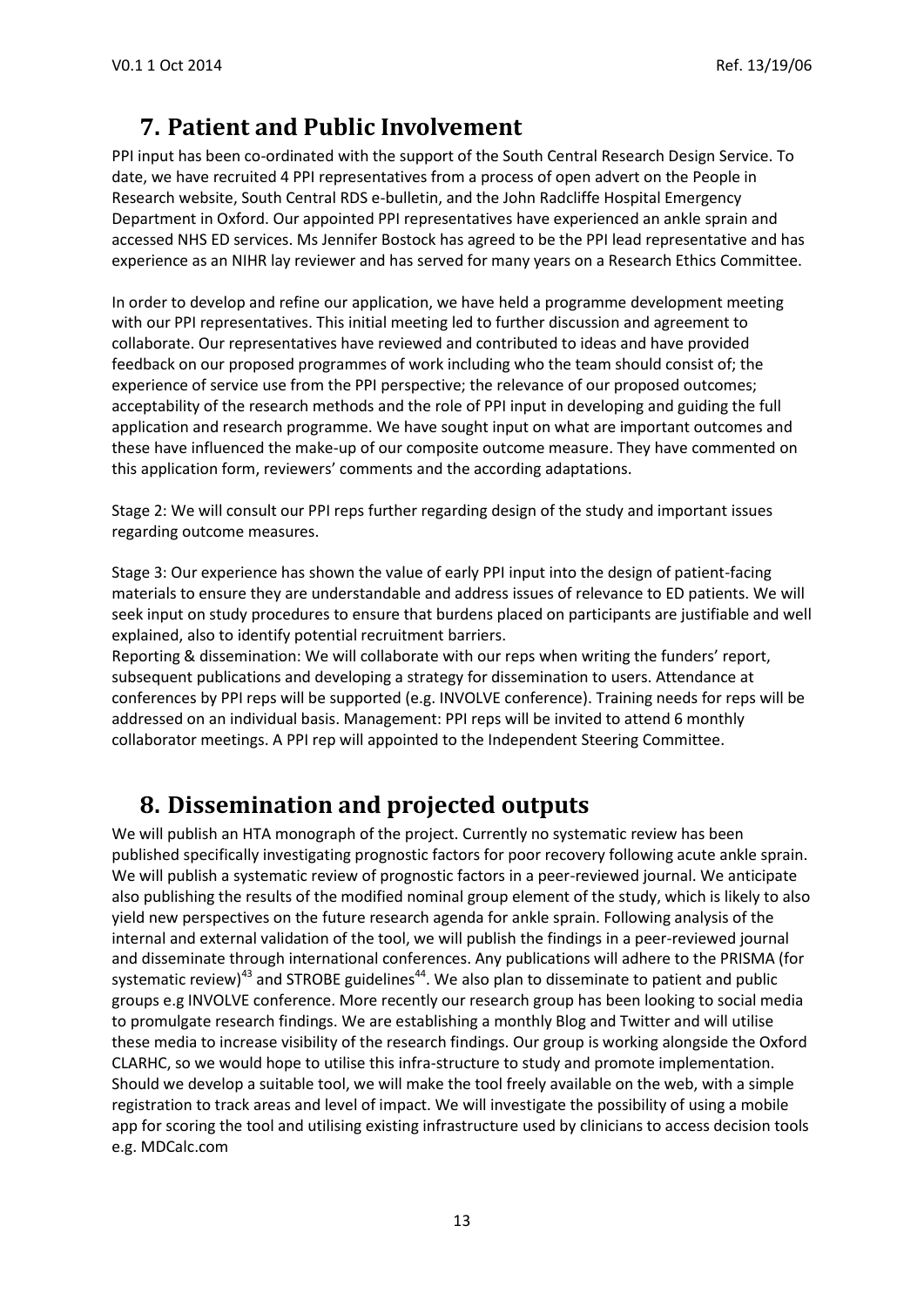# 7. Patient and Public Involvement

PPI input has been co-ordinated with the support of the South Central Research Design Service. To date, we have recruited 4 PPI representatives from a process of open advert on the People in Research website, South Central RDS e-bulletin, and the John Radcliffe Hospital Emergency Department in Oxford. Our appointed PPI representatives have experienced an ankle sprain and accessed NHS ED services. Ms Jennifer Bostock has agreed to be the PPI lead representative and has experience as an NIHR lay reviewer and has served for many years on a Research Ethics Committee.

In order to develop and refine our application, we have held a programme development meeting with our PPI representatives. This initial meeting led to further discussion and agreement to collaborate. Our representatives have reviewed and contributed to ideas and have provided feedback on our proposed programmes of work including who the team should consist of; the experience of service use from the PPI perspective; the relevance of our proposed outcomes; acceptability of the research methods and the role of PPI input in developing and guiding the full application and research programme. We have sought input on what are important outcomes and these have influenced the make-up of our composite outcome measure. They have commented on this application form, reviewers' comments and the according adaptations.

Stage 2: We will consult our PPI reps further regarding design of the study and important issues regarding outcome measures.

Stage 3: Our experience has shown the value of early PPI input into the design of patient-facing materials to ensure they are understandable and address issues of relevance to ED patients. We will seek input on study procedures to ensure that burdens placed on participants are justifiable and well explained, also to identify potential recruitment barriers.
Reporting & dissemination: We will collaborate with our reps when writing the funders' report, subsequent publications and developing a strategy for dissemination to users. Attendance at conferences by PPI reps will be supported (e.g. INVOLVE conference). Training needs for reps will be addressed on an individual basis. Management: PPI reps will be invited to attend 6 monthly collaborator meetings. A PPI rep will appointed to the Independent Steering Committee.

# 8. Dissemination and projected outputs

We will publish an HTA monograph of the project. Currently no systematic review has been published specifically investigating prognostic factors for poor recovery following acute ankle sprain. We will publish a systematic review of prognostic factors in a peer-reviewed journal. We anticipate also publishing the results of the modified nominal group element of the study, which is likely to also yield new perspectives on the future research agenda for ankle sprain. Following analysis of the internal and external validation of the tool, we will publish the findings in a peer-reviewed journal and disseminate through international conferences. Any publications will adhere to the PRISMA (for systematic review)[43] and STROBE guidelines[44]. We also plan to disseminate to patient and public groups e.g INVOLVE conference. More recently our research group has been looking to social media to promulgate research findings. We are establishing a monthly Blog and Twitter and will utilise these media to increase visibility of the research findings. Our group is working alongside the Oxford CLARHC, so we would hope to utilise this infra-structure to study and promote implementation. Should we develop a suitable tool, we will make the tool freely available on the web, with a simple registration to track areas and level of impact. We will investigate the possibility of using a mobile app for scoring the tool and utilising existing infrastructure used by clinicians to access decision tools e.g. MDCalc.com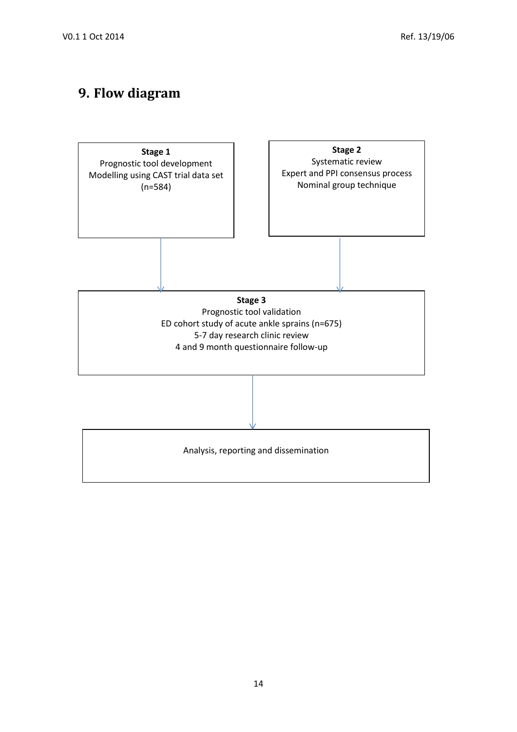## 9. Flow diagram

**Stage 1**
Prognostic tool development
Modelling using CAST trial data set
(n=584)

**Stage 2**
Systematic review
Expert and PPI consensus process
Nominal group technique

**Stage 3**
Prognostic tool validation
ED cohort study of acute ankle sprains (n=675)
5-7 day research clinic review
4 and 9 month questionnaire follow-up

Analysis, reporting and dissemination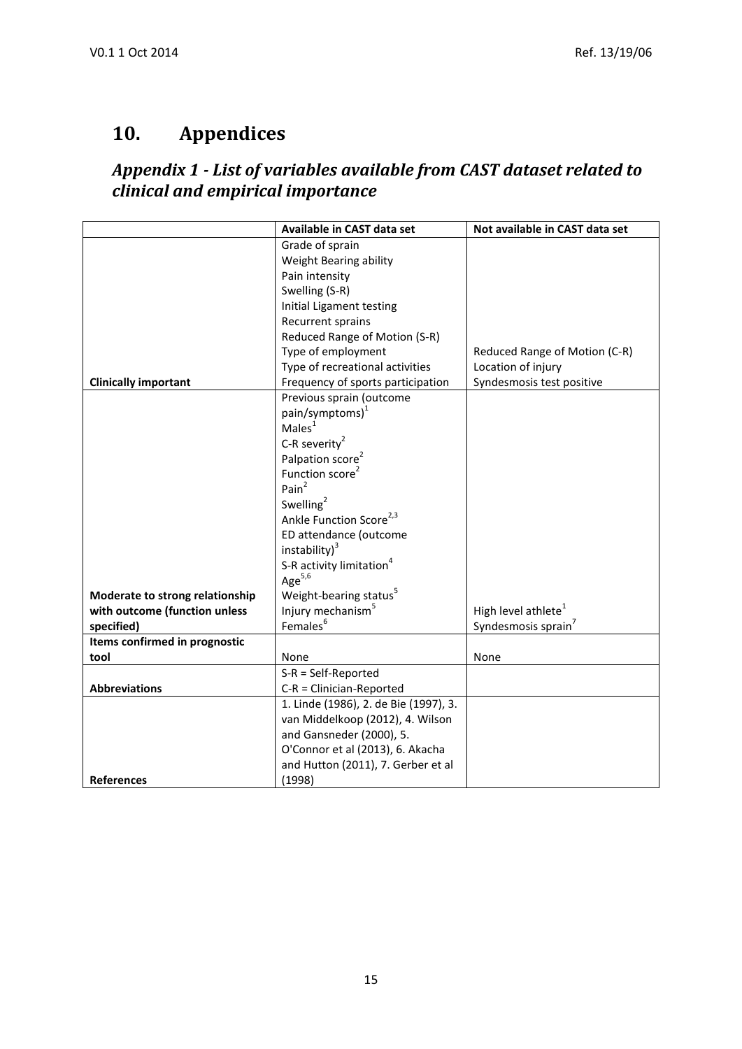# 10. Appendices

## *Appendix 1 - List of variables available from CAST dataset related to clinical and empirical importance*

| | Available in CAST data set | Not available in CAST data set |
|---|---|---|
| **Clinically important** | Grade of sprain<br>Weight Bearing ability<br>Pain intensity<br>Swelling (S-R)<br>Initial Ligament testing<br>Recurrent sprains<br>Reduced Range of Motion (S-R)<br>Type of employment<br>Type of recreational activities<br>Frequency of sports participation | Reduced Range of Motion (C-R)<br>Location of injury<br>Syndesmosis test positive |
| **Moderate to strong relationship with outcome (function unless specified)** | Previous sprain (outcome pain/symptoms)[1]<br>Males[1]<br>C-R severity[2]<br>Palpation score[2]<br>Function score[2]<br>Pain[2]<br>Swelling[2]<br>Ankle Function Score[2,3]<br>ED attendance (outcome instability)[3]<br>S-R activity limitation[4]<br>Age[5,6]<br>Weight-bearing status[5]<br>Injury mechanism[5]<br>Females[6] | High level athlete[1]<br>Syndesmosis sprain[7] |
| **Items confirmed in prognostic tool** | None | None |
| **Abbreviations** | S-R = Self-Reported<br>C-R = Clinician-Reported | |
| **References** | 1. Linde (1986), 2. de Bie (1997), 3. van Middelkoop (2012), 4. Wilson and Gansneder (2000), 5. O'Connor et al (2013), 6. Akacha and Hutton (2011), 7. Gerber et al (1998) | |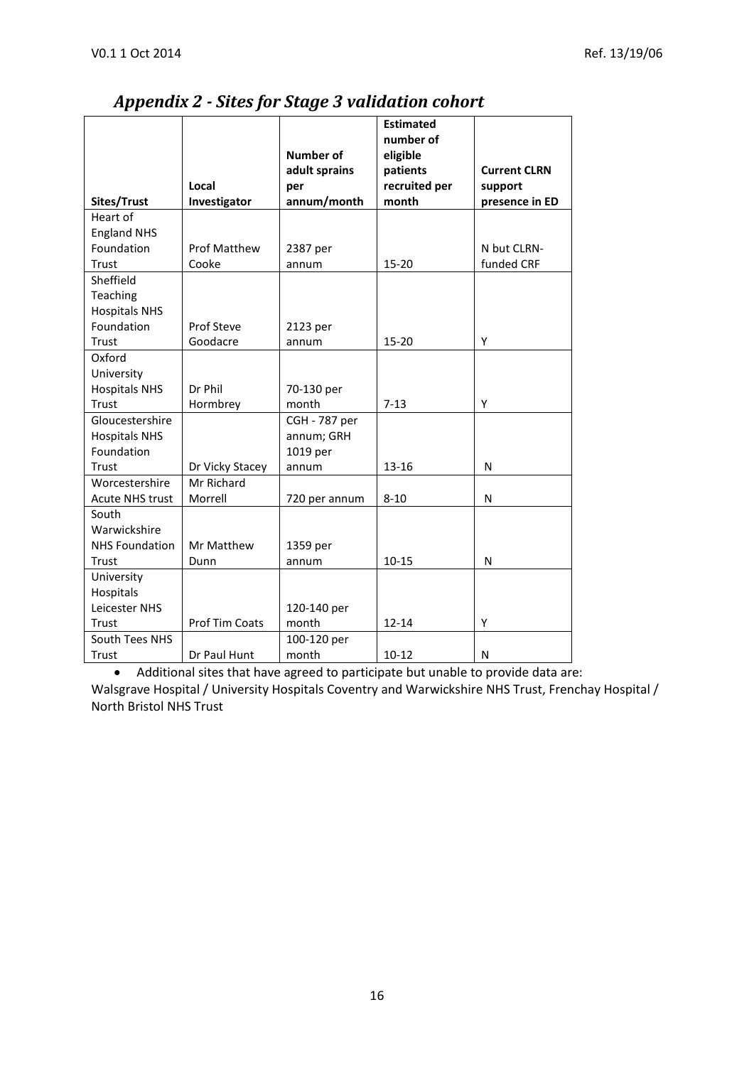# *Appendix 2 - Sites for Stage 3 validation cohort*

| Sites/Trust | Local Investigator | Number of adult sprains per annum/month | Estimated number of eligible patients recruited per month | Current CLRN support presence in ED |
|---|---|---|---|---|
| Heart of England NHS Foundation Trust | Prof Matthew Cooke | 2387 per annum | 15-20 | N but CLRN-funded CRF |
| Sheffield Teaching Hospitals NHS Foundation Trust | Prof Steve Goodacre | 2123 per annum | 15-20 | Y |
| Oxford University Hospitals NHS Trust | Dr Phil Hormbrey | 70-130 per month | 7-13 | Y |
| Gloucestershire Hospitals NHS Foundation Trust | Dr Vicky Stacey | CGH - 787 per annum; GRH 1019 per annum | 13-16 | N |
| Worcestershire Acute NHS trust | Mr Richard Morrell | 720 per annum | 8-10 | N |
| South Warwickshire NHS Foundation Trust | Mr Matthew Dunn | 1359 per annum | 10-15 | N |
| University Hospitals Leicester NHS Trust | Prof Tim Coats | 120-140 per month | 12-14 | Y |
| South Tees NHS Trust | Dr Paul Hunt | 100-120 per month | 10-12 | N |

- Additional sites that have agreed to participate but unable to provide data are:

Walsgrave Hospital / University Hospitals Coventry and Warwickshire NHS Trust, Frenchay Hospital / North Bristol NHS Trust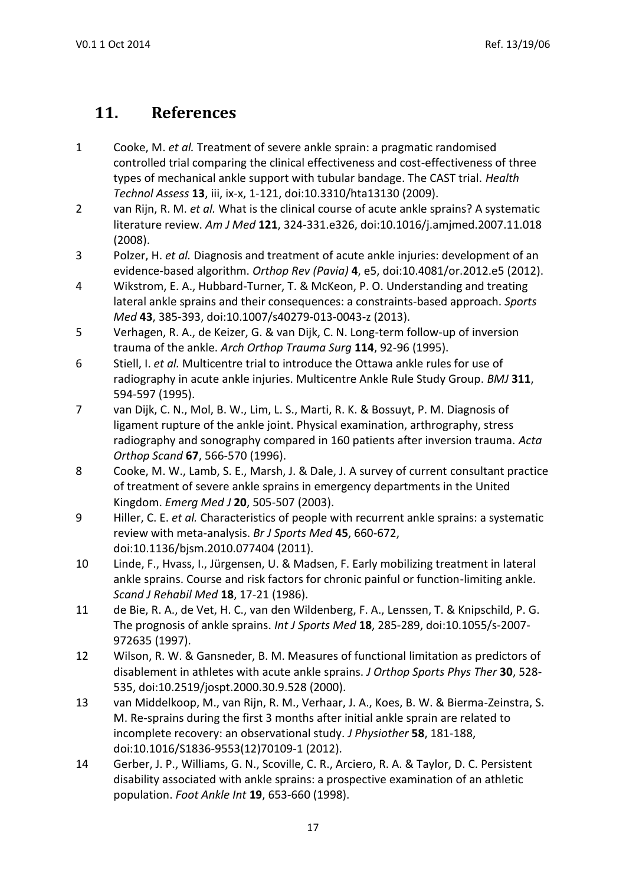## 11. References

1 Cooke, M. *et al.* Treatment of severe ankle sprain: a pragmatic randomised controlled trial comparing the clinical effectiveness and cost-effectiveness of three types of mechanical ankle support with tubular bandage. The CAST trial. *Health Technol Assess* **13**, iii, ix-x, 1-121, doi:10.3310/hta13130 (2009).

2 van Rijn, R. M. *et al.* What is the clinical course of acute ankle sprains? A systematic literature review. *Am J Med* **121**, 324-331.e326, doi:10.1016/j.amjmed.2007.11.018 (2008).

3 Polzer, H. *et al.* Diagnosis and treatment of acute ankle injuries: development of an evidence-based algorithm. *Orthop Rev (Pavia)* **4**, e5, doi:10.4081/or.2012.e5 (2012).

4 Wikstrom, E. A., Hubbard-Turner, T. & McKeon, P. O. Understanding and treating lateral ankle sprains and their consequences: a constraints-based approach. *Sports Med* **43**, 385-393, doi:10.1007/s40279-013-0043-z (2013).

5 Verhagen, R. A., de Keizer, G. & van Dijk, C. N. Long-term follow-up of inversion trauma of the ankle. *Arch Orthop Trauma Surg* **114**, 92-96 (1995).

6 Stiell, I. *et al.* Multicentre trial to introduce the Ottawa ankle rules for use of radiography in acute ankle injuries. Multicentre Ankle Rule Study Group. *BMJ* **311**, 594-597 (1995).

7 van Dijk, C. N., Mol, B. W., Lim, L. S., Marti, R. K. & Bossuyt, P. M. Diagnosis of ligament rupture of the ankle joint. Physical examination, arthrography, stress radiography and sonography compared in 160 patients after inversion trauma. *Acta Orthop Scand* **67**, 566-570 (1996).

8 Cooke, M. W., Lamb, S. E., Marsh, J. & Dale, J. A survey of current consultant practice of treatment of severe ankle sprains in emergency departments in the United Kingdom. *Emerg Med J* **20**, 505-507 (2003).

9 Hiller, C. E. *et al.* Characteristics of people with recurrent ankle sprains: a systematic review with meta-analysis. *Br J Sports Med* **45**, 660-672, doi:10.1136/bjsm.2010.077404 (2011).

10 Linde, F., Hvass, I., Jürgensen, U. & Madsen, F. Early mobilizing treatment in lateral ankle sprains. Course and risk factors for chronic painful or function-limiting ankle. *Scand J Rehabil Med* **18**, 17-21 (1986).

11 de Bie, R. A., de Vet, H. C., van den Wildenberg, F. A., Lenssen, T. & Knipschild, P. G. The prognosis of ankle sprains. *Int J Sports Med* **18**, 285-289, doi:10.1055/s-2007-972635 (1997).

12 Wilson, R. W. & Gansneder, B. M. Measures of functional limitation as predictors of disablement in athletes with acute ankle sprains. *J Orthop Sports Phys Ther* **30**, 528-535, doi:10.2519/jospt.2000.30.9.528 (2000).

13 van Middelkoop, M., van Rijn, R. M., Verhaar, J. A., Koes, B. W. & Bierma-Zeinstra, S. M. Re-sprains during the first 3 months after initial ankle sprain are related to incomplete recovery: an observational study. *J Physiother* **58**, 181-188, doi:10.1016/S1836-9553(12)70109-1 (2012).

14 Gerber, J. P., Williams, G. N., Scoville, C. R., Arciero, R. A. & Taylor, D. C. Persistent disability associated with ankle sprains: a prospective examination of an athletic population. *Foot Ankle Int* **19**, 653-660 (1998).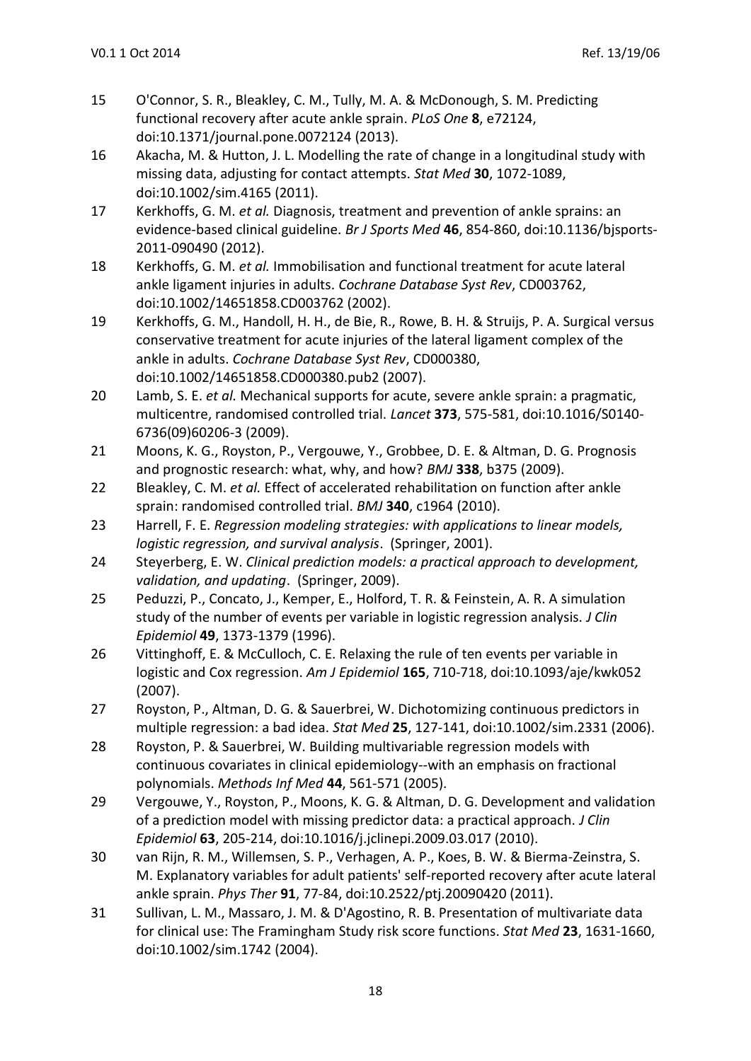15 O'Connor, S. R., Bleakley, C. M., Tully, M. A. & McDonough, S. M. Predicting functional recovery after acute ankle sprain. *PLoS One* **8**, e72124, doi:10.1371/journal.pone.0072124 (2013).

16 Akacha, M. & Hutton, J. L. Modelling the rate of change in a longitudinal study with missing data, adjusting for contact attempts. *Stat Med* **30**, 1072-1089, doi:10.1002/sim.4165 (2011).

17 Kerkhoffs, G. M. *et al.* Diagnosis, treatment and prevention of ankle sprains: an evidence-based clinical guideline. *Br J Sports Med* **46**, 854-860, doi:10.1136/bjsports-2011-090490 (2012).

18 Kerkhoffs, G. M. *et al.* Immobilisation and functional treatment for acute lateral ankle ligament injuries in adults. *Cochrane Database Syst Rev*, CD003762, doi:10.1002/14651858.CD003762 (2002).

19 Kerkhoffs, G. M., Handoll, H. H., de Bie, R., Rowe, B. H. & Struijs, P. A. Surgical versus conservative treatment for acute injuries of the lateral ligament complex of the ankle in adults. *Cochrane Database Syst Rev*, CD000380, doi:10.1002/14651858.CD000380.pub2 (2007).

20 Lamb, S. E. *et al.* Mechanical supports for acute, severe ankle sprain: a pragmatic, multicentre, randomised controlled trial. *Lancet* **373**, 575-581, doi:10.1016/S0140-6736(09)60206-3 (2009).

21 Moons, K. G., Royston, P., Vergouwe, Y., Grobbee, D. E. & Altman, D. G. Prognosis and prognostic research: what, why, and how? *BMJ* **338**, b375 (2009).

22 Bleakley, C. M. *et al.* Effect of accelerated rehabilitation on function after ankle sprain: randomised controlled trial. *BMJ* **340**, c1964 (2010).

23 Harrell, F. E. *Regression modeling strategies: with applications to linear models, logistic regression, and survival analysis*. (Springer, 2001).

24 Steyerberg, E. W. *Clinical prediction models: a practical approach to development, validation, and updating*. (Springer, 2009).

25 Peduzzi, P., Concato, J., Kemper, E., Holford, T. R. & Feinstein, A. R. A simulation study of the number of events per variable in logistic regression analysis. *J Clin Epidemiol* **49**, 1373-1379 (1996).

26 Vittinghoff, E. & McCulloch, C. E. Relaxing the rule of ten events per variable in logistic and Cox regression. *Am J Epidemiol* **165**, 710-718, doi:10.1093/aje/kwk052 (2007).

27 Royston, P., Altman, D. G. & Sauerbrei, W. Dichotomizing continuous predictors in multiple regression: a bad idea. *Stat Med* **25**, 127-141, doi:10.1002/sim.2331 (2006).

28 Royston, P. & Sauerbrei, W. Building multivariable regression models with continuous covariates in clinical epidemiology--with an emphasis on fractional polynomials. *Methods Inf Med* **44**, 561-571 (2005).

29 Vergouwe, Y., Royston, P., Moons, K. G. & Altman, D. G. Development and validation of a prediction model with missing predictor data: a practical approach. *J Clin Epidemiol* **63**, 205-214, doi:10.1016/j.jclinepi.2009.03.017 (2010).

30 van Rijn, R. M., Willemsen, S. P., Verhagen, A. P., Koes, B. W. & Bierma-Zeinstra, S. M. Explanatory variables for adult patients' self-reported recovery after acute lateral ankle sprain. *Phys Ther* **91**, 77-84, doi:10.2522/ptj.20090420 (2011).

31 Sullivan, L. M., Massaro, J. M. & D'Agostino, R. B. Presentation of multivariate data for clinical use: The Framingham Study risk score functions. *Stat Med* **23**, 1631-1660, doi:10.1002/sim.1742 (2004).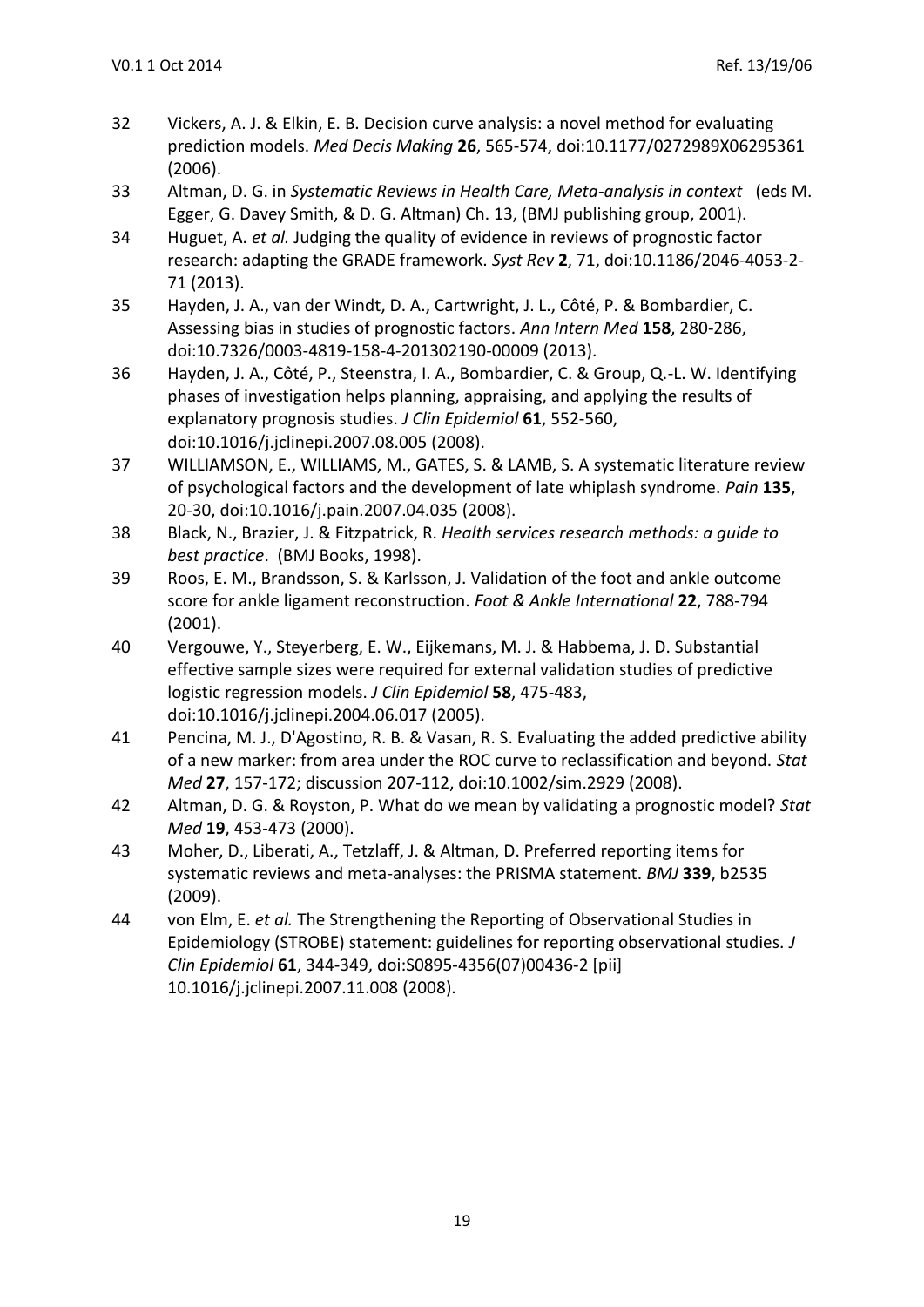32 Vickers, A. J. & Elkin, E. B. Decision curve analysis: a novel method for evaluating prediction models. *Med Decis Making* **26**, 565-574, doi:10.1177/0272989X06295361 (2006).

33 Altman, D. G. in *Systematic Reviews in Health Care, Meta-analysis in context* (eds M. Egger, G. Davey Smith, & D. G. Altman) Ch. 13, (BMJ publishing group, 2001).

34 Huguet, A. *et al.* Judging the quality of evidence in reviews of prognostic factor research: adapting the GRADE framework. *Syst Rev* **2**, 71, doi:10.1186/2046-4053-2-71 (2013).

35 Hayden, J. A., van der Windt, D. A., Cartwright, J. L., Côté, P. & Bombardier, C. Assessing bias in studies of prognostic factors. *Ann Intern Med* **158**, 280-286, doi:10.7326/0003-4819-158-4-201302190-00009 (2013).

36 Hayden, J. A., Côté, P., Steenstra, I. A., Bombardier, C. & Group, Q.-L. W. Identifying phases of investigation helps planning, appraising, and applying the results of explanatory prognosis studies. *J Clin Epidemiol* **61**, 552-560, doi:10.1016/j.jclinepi.2007.08.005 (2008).

37 WILLIAMSON, E., WILLIAMS, M., GATES, S. & LAMB, S. A systematic literature review of psychological factors and the development of late whiplash syndrome. *Pain* **135**, 20-30, doi:10.1016/j.pain.2007.04.035 (2008).

38 Black, N., Brazier, J. & Fitzpatrick, R. *Health services research methods: a guide to best practice*. (BMJ Books, 1998).

39 Roos, E. M., Brandsson, S. & Karlsson, J. Validation of the foot and ankle outcome score for ankle ligament reconstruction. *Foot & Ankle International* **22**, 788-794 (2001).

40 Vergouwe, Y., Steyerberg, E. W., Eijkemans, M. J. & Habbema, J. D. Substantial effective sample sizes were required for external validation studies of predictive logistic regression models. *J Clin Epidemiol* **58**, 475-483, doi:10.1016/j.jclinepi.2004.06.017 (2005).

41 Pencina, M. J., D'Agostino, R. B. & Vasan, R. S. Evaluating the added predictive ability of a new marker: from area under the ROC curve to reclassification and beyond. *Stat Med* **27**, 157-172; discussion 207-112, doi:10.1002/sim.2929 (2008).

42 Altman, D. G. & Royston, P. What do we mean by validating a prognostic model? *Stat Med* **19**, 453-473 (2000).

43 Moher, D., Liberati, A., Tetzlaff, J. & Altman, D. Preferred reporting items for systematic reviews and meta-analyses: the PRISMA statement. *BMJ* **339**, b2535 (2009).

44 von Elm, E. *et al.* The Strengthening the Reporting of Observational Studies in Epidemiology (STROBE) statement: guidelines for reporting observational studies. *J Clin Epidemiol* **61**, 344-349, doi:S0895-4356(07)00436-2 [pii] 10.1016/j.jclinepi.2007.11.008 (2008).